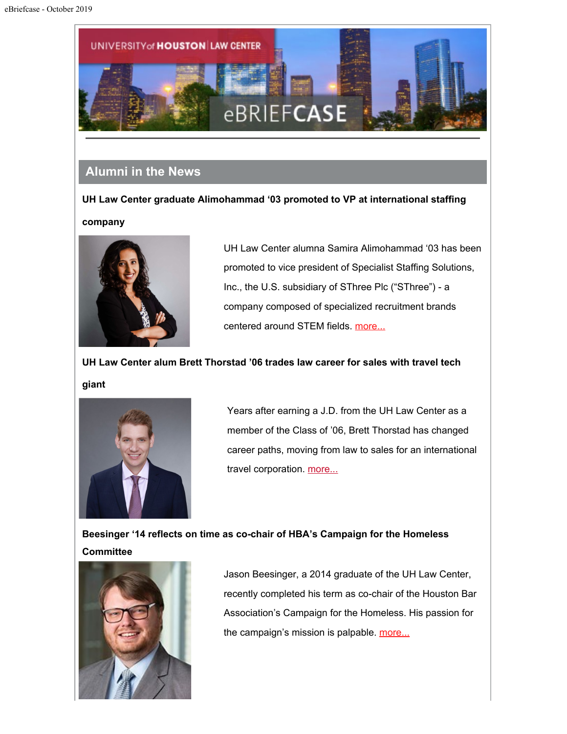## Alumni in the News

**UH Law Center graduate Alimohammad '03 promoted to VP at international staffing company**

UH Law Center alumna Samira Alimohammad '03 has been promoted to vice president of Specialist Staffing Solutions, Inc., the U.S. subsidiary of SThree Plc ("SThree") - a company composed of specialized recruitment brands centered around STEM fields. more...

**UH Law Center alum Brett Thorstad '06 trades law career for sales with travel tech giant**

Years after earning a J.D. from the UH Law Center as a member of the Class of '06, Brett Thorstad has changed career paths, moving from law to sales for an international travel corporation. more...

**Beesinger '14 reflects on time as co-chair of HBA's Campaign for the Homeless Committee**

Jason Beesinger, a 2014 graduate of the UH Law Center, recently completed his term as co-chair of the Houston Bar Association's Campaign for the Homeless. His passion for the campaign's mission is palpable. more...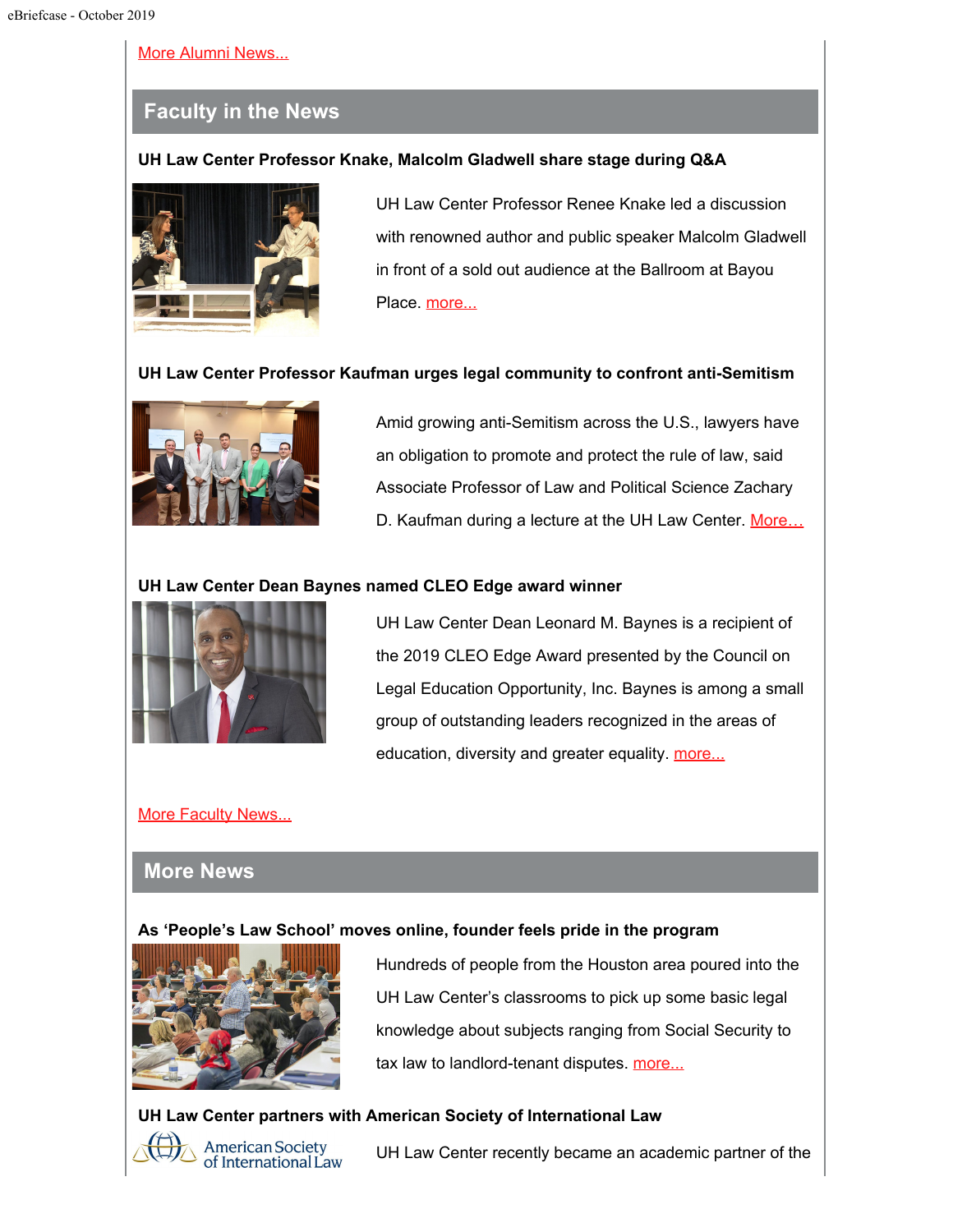More Alumni News...

## Faculty in the News

**UH Law Center Professor Knake, Malcolm Gladwell share stage during Q&A**

UH Law Center Professor Renee Knake led a discussion with renowned author and public speaker Malcolm Gladwell in front of a sold out audience at the Ballroom at Bayou Place. more...

**UH Law Center Professor Kaufman urges legal community to confront anti-Semitism**

Amid growing anti-Semitism across the U.S., lawyers have an obligation to promote and protect the rule of law, said Associate Professor of Law and Political Science Zachary D. Kaufman during a lecture at the UH Law Center. More...

**UH Law Center Dean Baynes named CLEO Edge award winner**

UH Law Center Dean Leonard M. Baynes is a recipient of the 2019 CLEO Edge Award presented by the Council on Legal Education Opportunity, Inc. Baynes is among a small group of outstanding leaders recognized in the areas of education, diversity and greater equality. more...

More Faculty News...

## More News

**As 'People's Law School' moves online, founder feels pride in the program**

Hundreds of people from the Houston area poured into the UH Law Center's classrooms to pick up some basic legal knowledge about subjects ranging from Social Security to tax law to landlord-tenant disputes. more...

**UH Law Center partners with American Society of International Law**

American Society of International Law

UH Law Center recently became an academic partner of the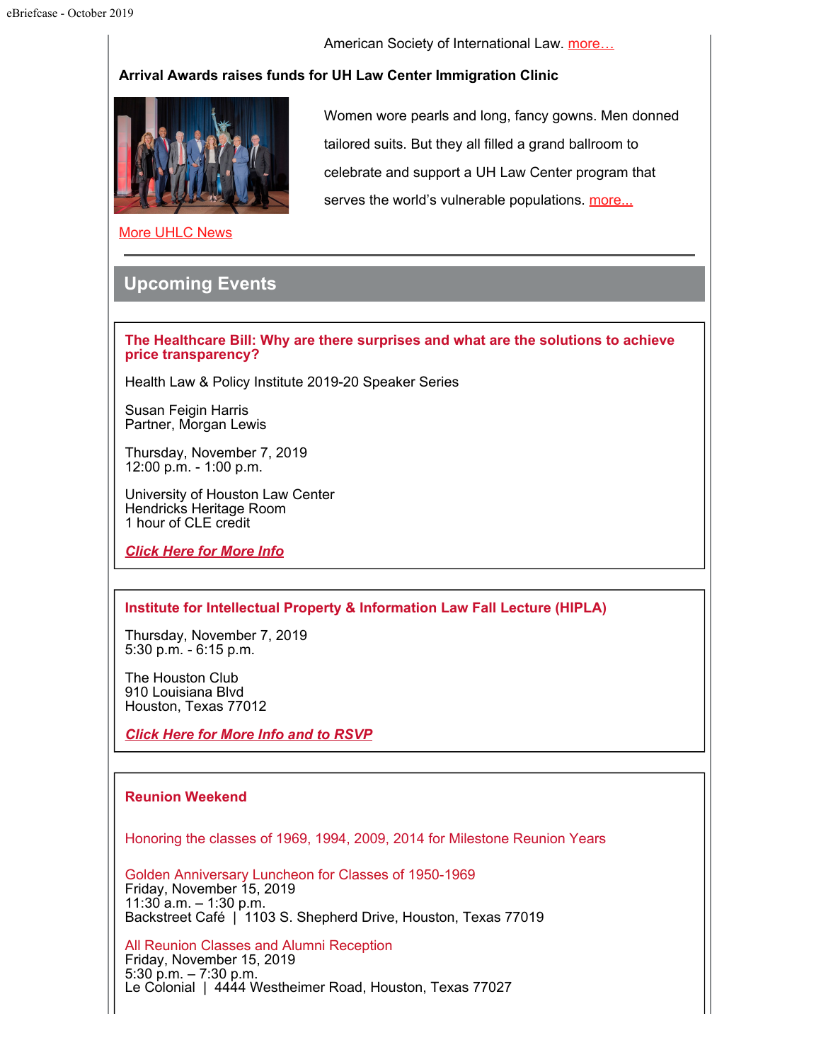American Society of International Law. more…

**Arrival Awards raises funds for UH Law Center Immigration Clinic**

Women wore pearls and long, fancy gowns. Men donned tailored suits. But they all filled a grand ballroom to celebrate and support a UH Law Center program that serves the world's vulnerable populations. more...

More UHLC News

---

## Upcoming Events

**The Healthcare Bill: Why are there surprises and what are the solutions to achieve price transparency?**

Health Law & Policy Institute 2019-20 Speaker Series

Susan Feigin Harris
Partner, Morgan Lewis

Thursday, November 7, 2019
12:00 p.m. - 1:00 p.m.

University of Houston Law Center
Hendricks Heritage Room
1 hour of CLE credit

***Click Here for More Info***

**Institute for Intellectual Property & Information Law Fall Lecture (HIPLA)**

Thursday, November 7, 2019
5:30 p.m. - 6:15 p.m.

The Houston Club
910 Louisiana Blvd
Houston, Texas 77012

***Click Here for More Info and to RSVP***

**Reunion Weekend**

Honoring the classes of 1969, 1994, 2009, 2014 for Milestone Reunion Years

Golden Anniversary Luncheon for Classes of 1950-1969
Friday, November 15, 2019
11:30 a.m. – 1:30 p.m.
Backstreet Café | 1103 S. Shepherd Drive, Houston, Texas 77019

All Reunion Classes and Alumni Reception
Friday, November 15, 2019
5:30 p.m. – 7:30 p.m.
Le Colonial | 4444 Westheimer Road, Houston, Texas 77027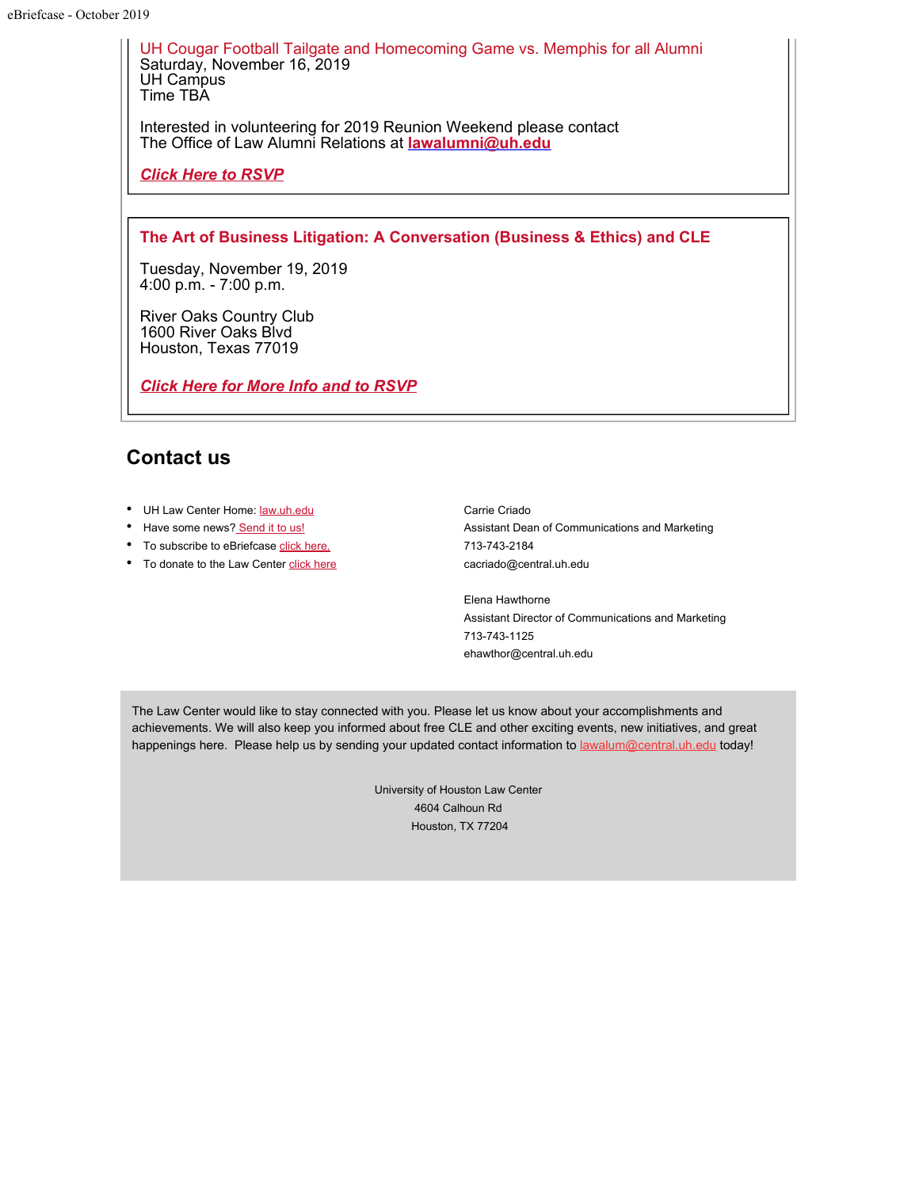UH Cougar Football Tailgate and Homecoming Game vs. Memphis for all Alumni
Saturday, November 16, 2019
UH Campus
Time TBA

Interested in volunteering for 2019 Reunion Weekend please contact
The Office of Law Alumni Relations at **lawalumni@uh.edu**

***Click Here to RSVP***

**The Art of Business Litigation: A Conversation (Business & Ethics) and CLE**

Tuesday, November 19, 2019
4:00 p.m. - 7:00 p.m.

River Oaks Country Club
1600 River Oaks Blvd
Houston, Texas 77019

***Click Here for More Info and to RSVP***

## Contact us

- UH Law Center Home: law.uh.edu
- Have some news? Send it to us!
- To subscribe to eBriefcase click here.
- To donate to the Law Center click here

Carrie Criado
Assistant Dean of Communications and Marketing
713-743-2184
cacriado@central.uh.edu

Elena Hawthorne
Assistant Director of Communications and Marketing
713-743-1125
ehawthor@central.uh.edu

The Law Center would like to stay connected with you. Please let us know about your accomplishments and achievements. We will also keep you informed about free CLE and other exciting events, new initiatives, and great happenings here. Please help us by sending your updated contact information to lawalum@central.uh.edu today!

University of Houston Law Center
4604 Calhoun Rd
Houston, TX 77204